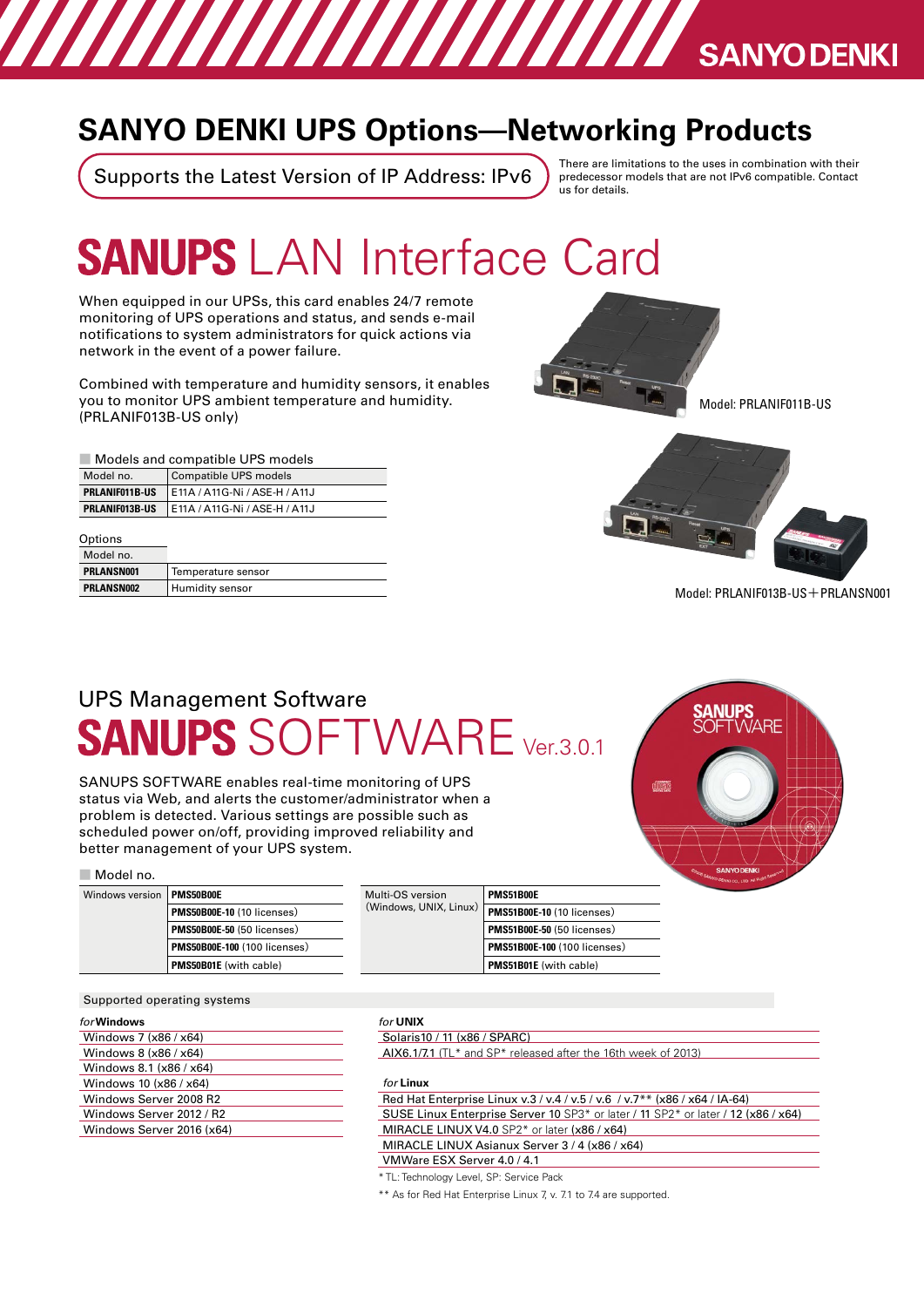SANYO DENKI

# SANYO DENKI UPS Options—Networking Products

**Supports the Latest Version of IP Address: IPv6**

There are limitations to the uses in combination with their predecessor models that are not IPv6 compatible. Contact us for details.

## SANUPS LAN Interface Card

When equipped in our UPSs, this card enables 24/7 remote monitoring of UPS operations and status, and sends e-mail notifications to system administrators for quick actions via network in the event of a power failure.

Combined with temperature and humidity sensors, it enables you to monitor UPS ambient temperature and humidity. (PRLANIF013B-US only)

Model: PRLANIF011B-US

Model: PRLANIF013B-US＋PRLANSN001

**Models and compatible UPS models**

| Model no. | Compatible UPS models |
|---|---|
| **PRLANIF011B-US** | E11A / A11G-Ni / ASE-H / A11J |
| **PRLANIF013B-US** | E11A / A11G-Ni / ASE-H / A11J |

**Options**

| Model no. | |
|---|---|
| **PRLANSN001** | Temperature sensor |
| **PRLANSN002** | Humidity sensor |

## UPS Management Software

## SANUPS SOFTWARE Ver.3.0.1

SANUPS SOFTWARE enables real-time monitoring of UPS status via Web, and alerts the customer/administrator when a problem is detected. Various settings are possible such as scheduled power on/off, providing improved reliability and better management of your UPS system.

**Model no.**

| Windows version | |
|---|---|
| | **PMS50B00E** |
| | **PMS50B00E-10** (10 licenses) |
| | **PMS50B00E-50** (50 licenses) |
| | **PMS50B00E-100** (100 licenses) |
| | **PMS50B01E** (with cable) |

| Multi-OS version (Windows, UNIX, Linux) | |
|---|---|
| | **PMS51B00E** |
| | **PMS51B00E-10** (10 licenses) |
| | **PMS51B00E-50** (50 licenses) |
| | **PMS51B00E-100** (100 licenses) |
| | **PMS51B01E** (with cable) |

**Supported operating systems**

*for* **Windows**

- Windows 7 (x86 / x64)
- Windows 8 (x86 / x64)
- Windows 8.1 (x86 / x64)
- Windows 10 (x86 / x64)
- Windows Server 2008 R2
- Windows Server 2012 / R2
- Windows Server 2016 (x64)

*for* **UNIX**

- Solaris10 / 11 (x86 / SPARC)
- AIX6.1/7.1 (TL* and SP* released after the 16th week of 2013)

*for* **Linux**

- Red Hat Enterprise Linux v.3 / v.4 / v.5 / v.6 / v.7** (x86 / x64 / IA-64)
- SUSE Linux Enterprise Server 10 SP3* or later / 11 SP2* or later / 12 (x86 / x64)
- MIRACLE LINUX V4.0 SP2* or later (x86 / x64)
- MIRACLE LINUX Asianux Server 3 / 4 (x86 / x64)
- VMWare ESX Server 4.0 / 4.1

\* TL: Technology Level, SP: Service Pack

** As for Red Hat Enterprise Linux 7, v. 7.1 to 7.4 are supported.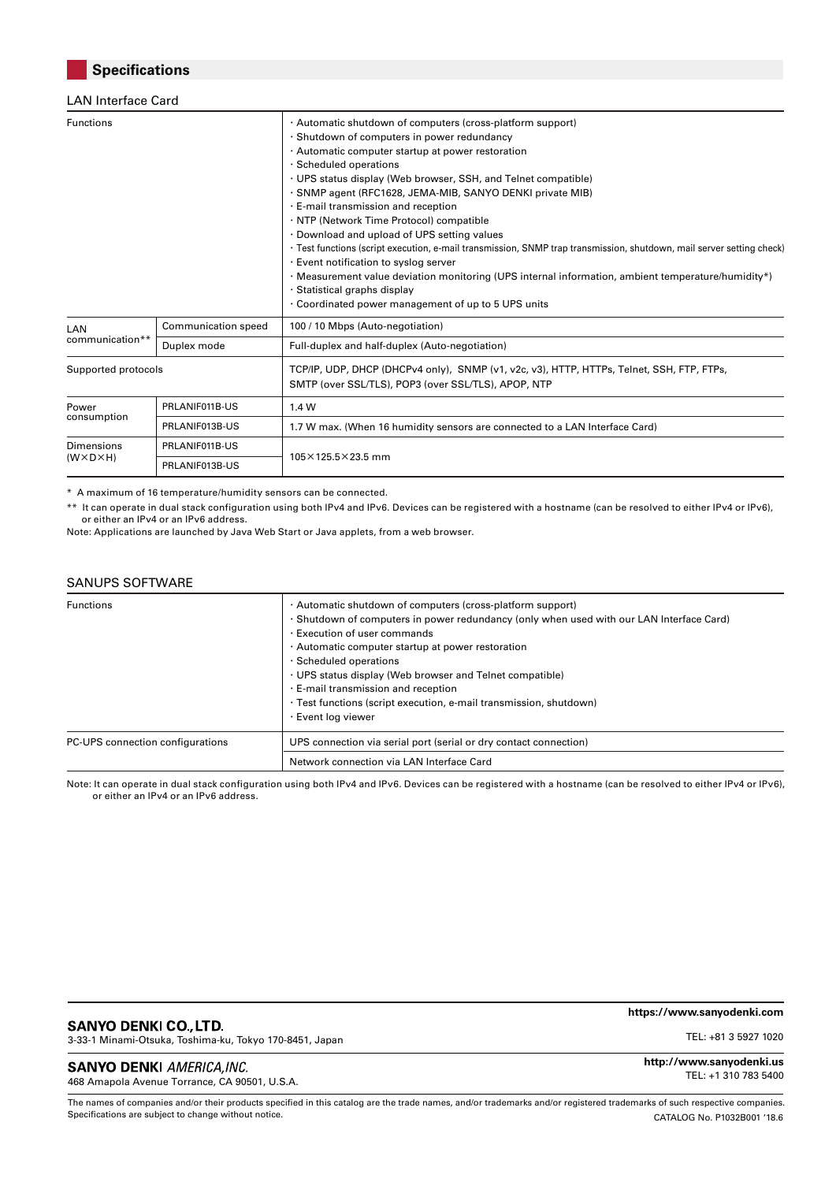## Specifications

### LAN Interface Card

| | | |
|---|---|---|
| Functions | | · Automatic shutdown of computers (cross-platform support)<br>· Shutdown of computers in power redundancy<br>· Automatic computer startup at power restoration<br>· Scheduled operations<br>· UPS status display (Web browser, SSH, and Telnet compatible)<br>· SNMP agent (RFC1628, JEMA-MIB, SANYO DENKI private MIB)<br>· E-mail transmission and reception<br>· NTP (Network Time Protocol) compatible<br>· Download and upload of UPS setting values<br>· Test functions (script execution, e-mail transmission, SNMP trap transmission, shutdown, mail server setting check)<br>· Event notification to syslog server<br>· Measurement value deviation monitoring (UPS internal information, ambient temperature/humidity*)<br>· Statistical graphs display<br>· Coordinated power management of up to 5 UPS units |
| LAN communication** | Communication speed | 100 / 10 Mbps (Auto-negotiation) |
| | Duplex mode | Full-duplex and half-duplex (Auto-negotiation) |
| Supported protocols | | TCP/IP, UDP, DHCP (DHCPv4 only), SNMP (v1, v2c, v3), HTTP, HTTPs, Telnet, SSH, FTP, FTPs, SMTP (over SSL/TLS), POP3 (over SSL/TLS), APOP, NTP |
| Power consumption | PRLANIF011B-US | 1.4 W |
| | PRLANIF013B-US | 1.7 W max. (When 16 humidity sensors are connected to a LAN Interface Card) |
| Dimensions (W×D×H) | PRLANIF011B-US | 105×125.5×23.5 mm |
| | PRLANIF013B-US | |

\* A maximum of 16 temperature/humidity sensors can be connected.

\*\* It can operate in dual stack configuration using both IPv4 and IPv6. Devices can be registered with a hostname (can be resolved to either IPv4 or IPv6), or either an IPv4 or an IPv6 address.

Note: Applications are launched by Java Web Start or Java applets, from a web browser.

### SANUPS SOFTWARE

| | |
|---|---|
| Functions | · Automatic shutdown of computers (cross-platform support)<br>· Shutdown of computers in power redundancy (only when used with our LAN Interface Card)<br>· Execution of user commands<br>· Automatic computer startup at power restoration<br>· Scheduled operations<br>· UPS status display (Web browser and Telnet compatible)<br>· E-mail transmission and reception<br>· Test functions (script execution, e-mail transmission, shutdown)<br>· Event log viewer |
| PC-UPS connection configurations | UPS connection via serial port (serial or dry contact connection) |
| | Network connection via LAN Interface Card |

Note: It can operate in dual stack configuration using both IPv4 and IPv6. Devices can be registered with a hostname (can be resolved to either IPv4 or IPv6), or either an IPv4 or an IPv6 address.

**SANYO DENKI CO., LTD.**
3-33-1 Minami-Otsuka, Toshima-ku, Tokyo 170-8451, Japan
**https://www.sanyodenki.com**
TEL: +81 3 5927 1020

**SANYO DENKI** *AMERICA, INC.*
468 Amapola Avenue Torrance, CA 90501, U.S.A.
**http://www.sanyodenki.us**
TEL: +1 310 783 5400

The names of companies and/or their products specified in this catalog are the trade names, and/or trademarks and/or registered trademarks of such respective companies.
Specifications are subject to change without notice.

CATALOG No. P1032B001 '18.6